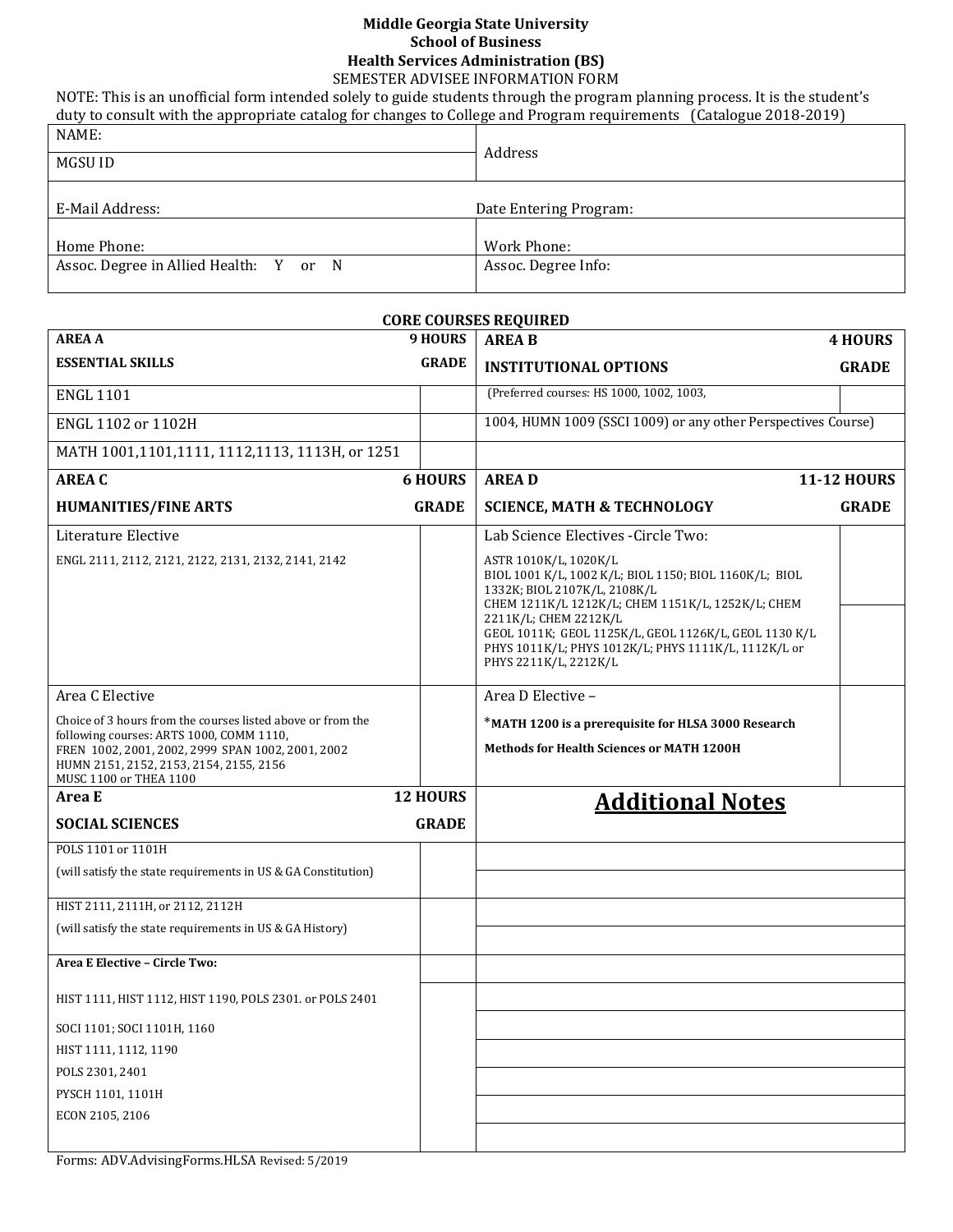**Middle Georgia State University**
**School of Business**
**Health Services Administration (BS)**
SEMESTER ADVISEE INFORMATION FORM

NOTE: This is an unofficial form intended solely to guide students through the program planning process. It is the student's duty to consult with the appropriate catalog for changes to College and Program requirements (Catalogue 2018-2019)

| | |
|---|---|
| NAME: | Address |
| MGSU ID | |
| E-Mail Address: | Date Entering Program: |
| Home Phone: | Work Phone: |
| Assoc. Degree in Allied Health: Y or N | Assoc. Degree Info: |

**CORE COURSES REQUIRED**

| **AREA A** **9 HOURS** **ESSENTIAL SKILLS** | **GRADE** | **AREA B** **4 HOURS** **INSTITUTIONAL OPTIONS** | **GRADE** |
|---|---|---|---|
| ENGL 1101 | | (Preferred courses: HS 1000, 1002, 1003, | |
| ENGL 1102 or 1102H | | 1004, HUMN 1009 (SSCI 1009) or any other Perspectives Course) | |
| MATH 1001,1101,1111, 1112,1113, 1113H, or 1251 | | | |
| **AREA C** **6 HOURS** **HUMANITIES/FINE ARTS** | **GRADE** | **AREA D** **11-12 HOURS** **SCIENCE, MATH & TECHNOLOGY** | **GRADE** |
| Literature Elective<br>ENGL 2111, 2112, 2121, 2122, 2131, 2132, 2141, 2142 | | Lab Science Electives -Circle Two:<br>ASTR 1010K/L, 1020K/L<br>BIOL 1001 K/L, 1002 K/L; BIOL 1150; BIOL 1160K/L; BIOL 1332K; BIOL 2107K/L, 2108K/L<br>CHEM 1211K/L 1212K/L; CHEM 1151K/L, 1252K/L; CHEM 2211K/L; CHEM 2212K/L<br>GEOL 1011K; GEOL 1125K/L, GEOL 1126K/L, GEOL 1130 K/L<br>PHYS 1011K/L; PHYS 1012K/L; PHYS 1111K/L, 1112K/L or PHYS 2211K/L, 2212K/L | |
| Area C Elective<br>Choice of 3 hours from the courses listed above or from the following courses: ARTS 1000, COMM 1110, FREN 1002, 2001, 2002, 2999 SPAN 1002, 2001, 2002 HUMN 2151, 2152, 2153, 2154, 2155, 2156 MUSC 1100 or THEA 1100 | | Area D Elective –<br>***MATH 1200 is a prerequisite for HLSA 3000 Research Methods for Health Sciences or MATH 1200H** | |
| **Area E** **12 HOURS** **SOCIAL SCIENCES** | **GRADE** | **Additional Notes** | |
| POLS 1101 or 1101H<br>(will satisfy the state requirements in US & GA Constitution) | | | |
| HIST 2111, 2111H, or 2112, 2112H<br>(will satisfy the state requirements in US & GA History) | | | |
| **Area E Elective – Circle Two:** | | | |
| HIST 1111, HIST 1112, HIST 1190, POLS 2301. or POLS 2401<br>SOCI 1101; SOCI 1101H, 1160<br>HIST 1111, 1112, 1190<br>POLS 2301, 2401<br>PYSCH 1101, 1101H<br>ECON 2105, 2106 | | | |

Forms: ADV.AdvisingForms.HLSA Revised: 5/2019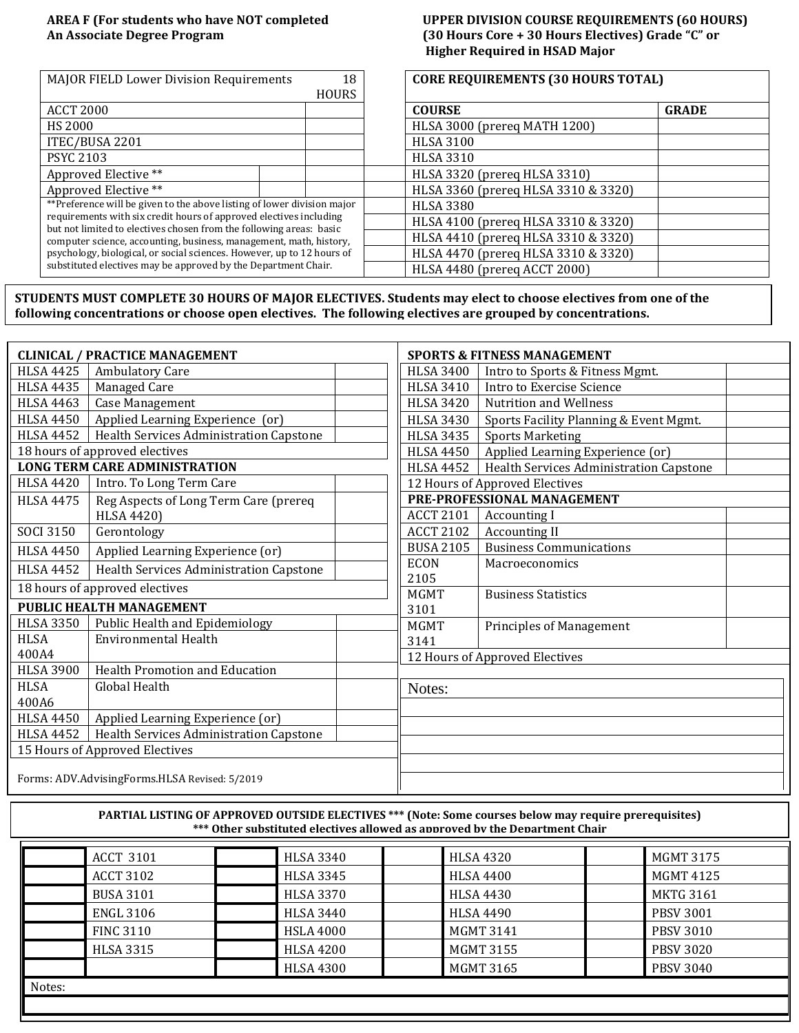**AREA F (For students who have NOT completed An Associate Degree Program**

| MAJOR FIELD Lower Division Requirements | | 18 HOURS |
|---|---|---|
| ACCT 2000 | | |
| HS 2000 | | |
| ITEC/BUSA 2201 | | |
| PSYC 2103 | | |
| Approved Elective ** | | |
| Approved Elective ** | | |

**Preference will be given to the above listing of lower division major requirements with six credit hours of approved electives including but not limited to electives chosen from the following areas: basic computer science, accounting, business, management, math, history, psychology, biological, or social sciences. However, up to 12 hours of substituted electives may be approved by the Department Chair.

**UPPER DIVISION COURSE REQUIREMENTS (60 HOURS) (30 Hours Core + 30 Hours Electives) Grade "C" or Higher Required in HSAD Major**

| CORE REQUIREMENTS (30 HOURS TOTAL) | |
|---|---|
| **COURSE** | **GRADE** |
| HLSA 3000 (prereq MATH 1200) | |
| HLSA 3100 | |
| HLSA 3310 | |
| HLSA 3320 (prereq HLSA 3310) | |
| HLSA 3360 (prereq HLSA 3310 & 3320) | |
| HLSA 3380 | |
| HLSA 4100 (prereq HLSA 3310 & 3320) | |
| HLSA 4410 (prereq HLSA 3310 & 3320) | |
| HLSA 4470 (prereq HLSA 3310 & 3320) | |
| HLSA 4480 (prereq ACCT 2000) | |

**STUDENTS MUST COMPLETE 30 HOURS OF MAJOR ELECTIVES. Students may elect to choose electives from one of the following concentrations or choose open electives. The following electives are grouped by concentrations.**

| **CLINICAL / PRACTICE MANAGEMENT** | | |
|---|---|---|
| HLSA 4425 | Ambulatory Care | |
| HLSA 4435 | Managed Care | |
| HLSA 4463 | Case Management | |
| HLSA 4450 | Applied Learning Experience (or) | |
| HLSA 4452 | Health Services Administration Capstone | |
| 18 hours of approved electives | | |

| **LONG TERM CARE ADMINISTRATION** | | |
|---|---|---|
| HLSA 4420 | Intro. To Long Term Care | |
| HLSA 4475 | Reg Aspects of Long Term Care (prereq HLSA 4420) | |
| SOCI 3150 | Gerontology | |
| HLSA 4450 | Applied Learning Experience (or) | |
| HLSA 4452 | Health Services Administration Capstone | |
| 18 hours of approved electives | | |

| **PUBLIC HEALTH MANAGEMENT** | | |
|---|---|---|
| HLSA 3350 | Public Health and Epidemiology | |
| HLSA 400A4 | Environmental Health | |
| HLSA 3900 | Health Promotion and Education | |
| HLSA 400A6 | Global Health | |
| HLSA 4450 | Applied Learning Experience (or) | |
| HLSA 4452 | Health Services Administration Capstone | |
| 15 Hours of Approved Electives | | |

| **SPORTS & FITNESS MANAGEMENT** | | |
|---|---|---|
| HLSA 3400 | Intro to Sports & Fitness Mgmt. | |
| HLSA 3410 | Intro to Exercise Science | |
| HLSA 3420 | Nutrition and Wellness | |
| HLSA 3430 | Sports Facility Planning & Event Mgmt. | |
| HLSA 3435 | Sports Marketing | |
| HLSA 4450 | Applied Learning Experience (or) | |
| HLSA 4452 | Health Services Administration Capstone | |
| 12 Hours of Approved Electives | | |

| **PRE-PROFESSIONAL MANAGEMENT** | | |
|---|---|---|
| ACCT 2101 | Accounting I | |
| ACCT 2102 | Accounting II | |
| BUSA 2105 | Business Communications | |
| ECON 2105 | Macroeconomics | |
| MGMT 3101 | Business Statistics | |
| MGMT 3141 | Principles of Management | |
| 12 Hours of Approved Electives | | |

Notes:

Forms: ADV.AdvisingForms.HLSA Revised: 5/2019

**PARTIAL LISTING OF APPROVED OUTSIDE ELECTIVES *** (Note: Some courses below may require prerequisites)**
**\*\*\* Other substituted electives allowed as approved by the Department Chair**

| | | | | | | | |
|---|---|---|---|---|---|---|---|
| | ACCT 3101 | | HLSA 3340 | | HLSA 4320 | | MGMT 3175 |
| | ACCT 3102 | | HLSA 3345 | | HLSA 4400 | | MGMT 4125 |
| | BUSA 3101 | | HLSA 3370 | | HLSA 4430 | | MKTG 3161 |
| | ENGL 3106 | | HLSA 3440 | | HLSA 4490 | | PBSV 3001 |
| | FINC 3110 | | HSLA 4000 | | MGMT 3141 | | PBSV 3010 |
| | HLSA 3315 | | HLSA 4200 | | MGMT 3155 | | PBSV 3020 |
| | | | HLSA 4300 | | MGMT 3165 | | PBSV 3040 |

Notes: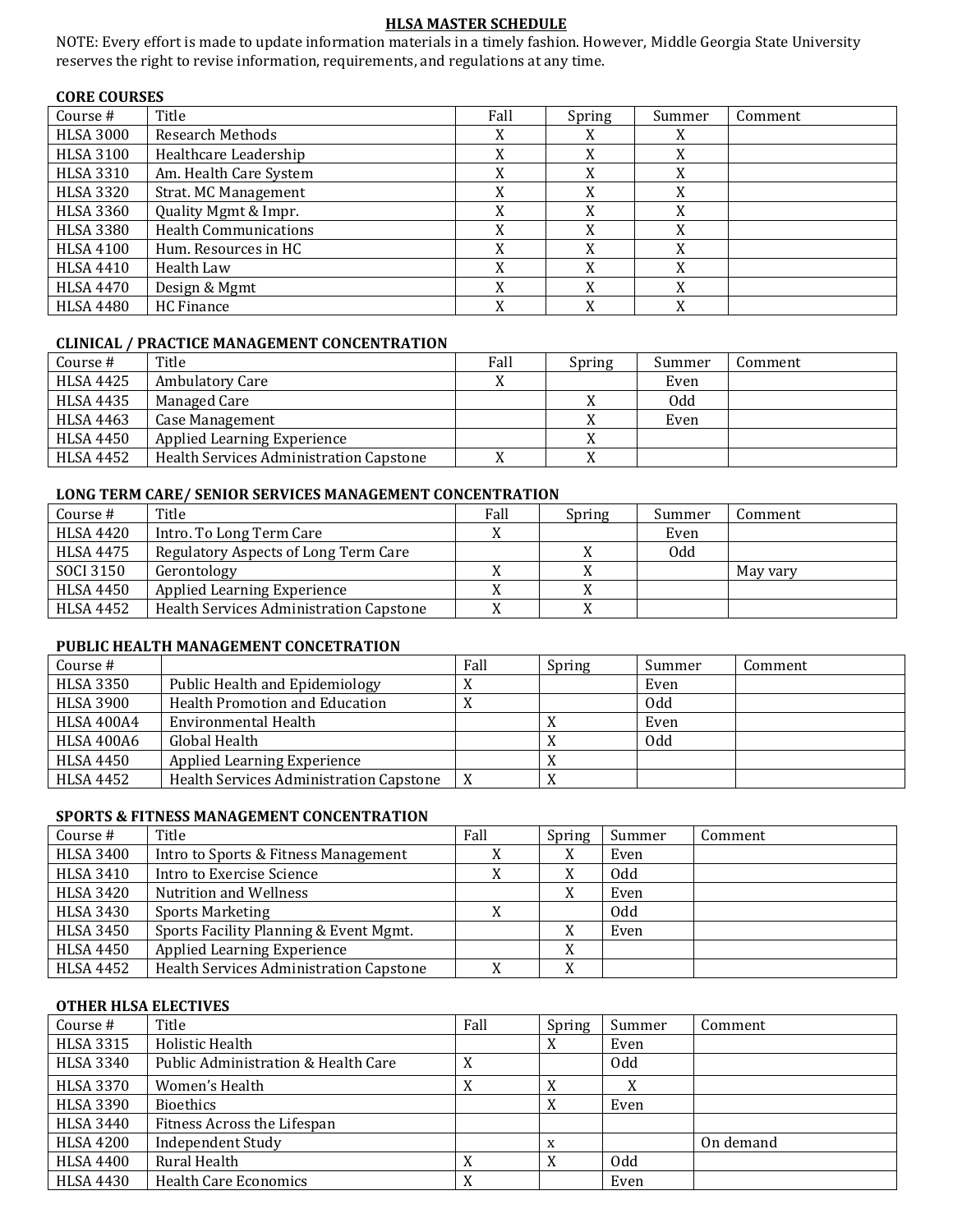# HLSA MASTER SCHEDULE

NOTE: Every effort is made to update information materials in a timely fashion. However, Middle Georgia State University reserves the right to revise information, requirements, and regulations at any time.

## CORE COURSES

| Course # | Title | Fall | Spring | Summer | Comment |
|---|---|---|---|---|---|
| HLSA 3000 | Research Methods | X | X | X | |
| HLSA 3100 | Healthcare Leadership | X | X | X | |
| HLSA 3310 | Am. Health Care System | X | X | X | |
| HLSA 3320 | Strat. MC Management | X | X | X | |
| HLSA 3360 | Quality Mgmt & Impr. | X | X | X | |
| HLSA 3380 | Health Communications | X | X | X | |
| HLSA 4100 | Hum. Resources in HC | X | X | X | |
| HLSA 4410 | Health Law | X | X | X | |
| HLSA 4470 | Design & Mgmt | X | X | X | |
| HLSA 4480 | HC Finance | X | X | X | |

## CLINICAL / PRACTICE MANAGEMENT CONCENTRATION

| Course # | Title | Fall | Spring | Summer | Comment |
|---|---|---|---|---|---|
| HLSA 4425 | Ambulatory Care | X | | Even | |
| HLSA 4435 | Managed Care | | X | Odd | |
| HLSA 4463 | Case Management | | X | Even | |
| HLSA 4450 | Applied Learning Experience | | X | | |
| HLSA 4452 | Health Services Administration Capstone | X | X | | |

## LONG TERM CARE/ SENIOR SERVICES MANAGEMENT CONCENTRATION

| Course # | Title | Fall | Spring | Summer | Comment |
|---|---|---|---|---|---|
| HLSA 4420 | Intro. To Long Term Care | X | | Even | |
| HLSA 4475 | Regulatory Aspects of Long Term Care | | X | Odd | |
| SOCI 3150 | Gerontology | X | X | | May vary |
| HLSA 4450 | Applied Learning Experience | X | X | | |
| HLSA 4452 | Health Services Administration Capstone | X | X | | |

## PUBLIC HEALTH MANAGEMENT CONCETRATION

| Course # | | Fall | Spring | Summer | Comment |
|---|---|---|---|---|---|
| HLSA 3350 | Public Health and Epidemiology | X | | Even | |
| HLSA 3900 | Health Promotion and Education | X | | Odd | |
| HLSA 400A4 | Environmental Health | | X | Even | |
| HLSA 400A6 | Global Health | | X | Odd | |
| HLSA 4450 | Applied Learning Experience | | X | | |
| HLSA 4452 | Health Services Administration Capstone | X | X | | |

## SPORTS & FITNESS MANAGEMENT CONCENTRATION

| Course # | Title | Fall | Spring | Summer | Comment |
|---|---|---|---|---|---|
| HLSA 3400 | Intro to Sports & Fitness Management | X | X | Even | |
| HLSA 3410 | Intro to Exercise Science | X | X | Odd | |
| HLSA 3420 | Nutrition and Wellness | | X | Even | |
| HLSA 3430 | Sports Marketing | X | | Odd | |
| HLSA 3450 | Sports Facility Planning & Event Mgmt. | | X | Even | |
| HLSA 4450 | Applied Learning Experience | | X | | |
| HLSA 4452 | Health Services Administration Capstone | X | X | | |

## OTHER HLSA ELECTIVES

| Course # | Title | Fall | Spring | Summer | Comment |
|---|---|---|---|---|---|
| HLSA 3315 | Holistic Health | | X | Even | |
| HLSA 3340 | Public Administration & Health Care | X | | Odd | |
| HLSA 3370 | Women's Health | X | X | X | |
| HLSA 3390 | Bioethics | | X | Even | |
| HLSA 3440 | Fitness Across the Lifespan | | | | |
| HLSA 4200 | Independent Study | | x | | On demand |
| HLSA 4400 | Rural Health | X | X | Odd | |
| HLSA 4430 | Health Care Economics | X | | Even | |